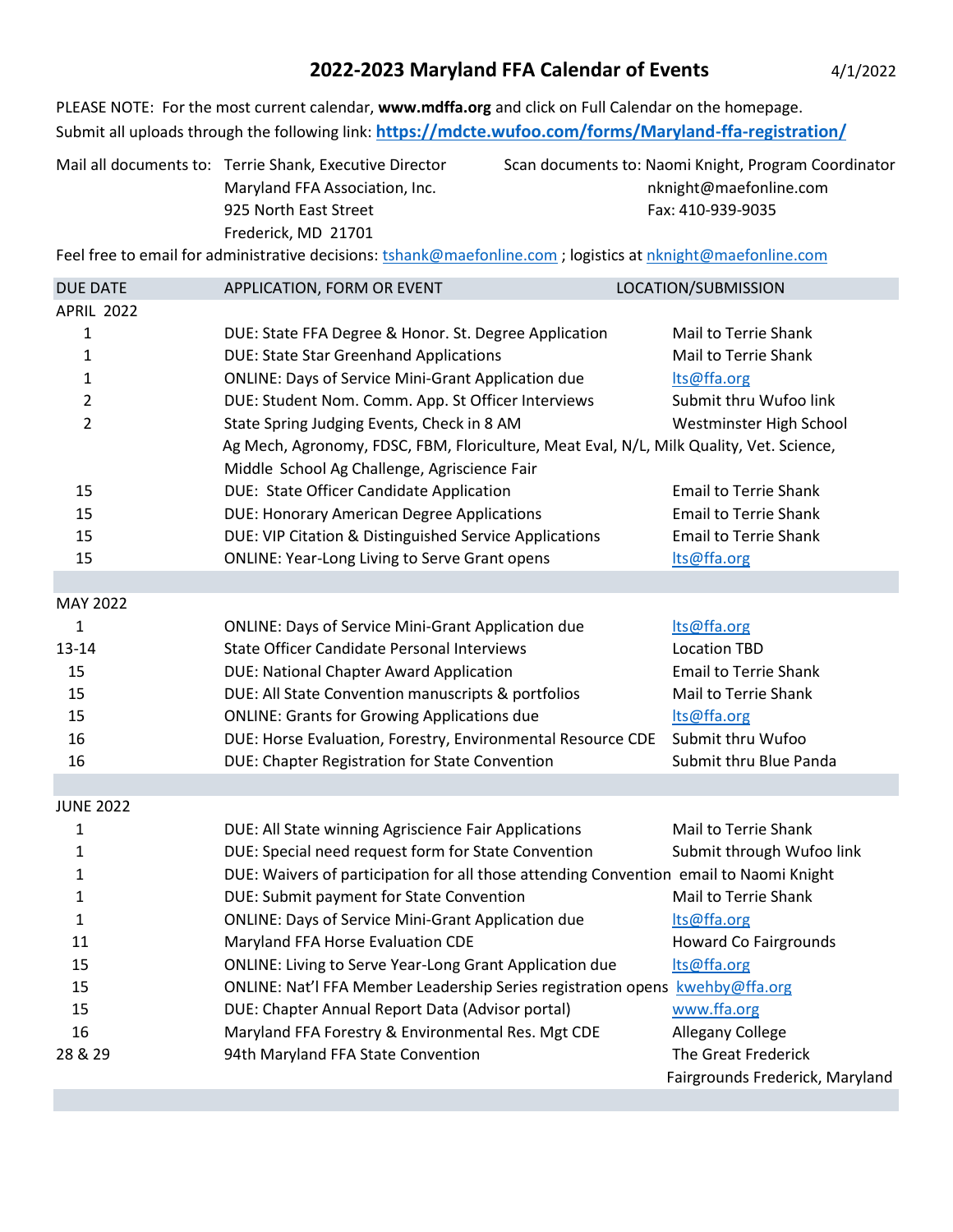# 2022-2023 Maryland FFA Calendar of Events

4/1/2022

PLEASE NOTE: For the most current calendar, **www.mdffa.org** and click on Full Calendar on the homepage.
Submit all uploads through the following link: **https://mdcte.wufoo.com/forms/Maryland-ffa-registration/**

Mail all documents to: Terrie Shank, Executive Director
Maryland FFA Association, Inc.
925 North East Street
Frederick, MD 21701

Scan documents to: Naomi Knight, Program Coordinator
nknight@maefonline.com
Fax: 410-939-9035

Feel free to email for administrative decisions: tshank@maefonline.com ; logistics at nknight@maefonline.com

| DUE DATE | APPLICATION, FORM OR EVENT | LOCATION/SUBMISSION |
|---|---|---|
| APRIL 2022 | | |
| 1 | DUE: State FFA Degree & Honor. St. Degree Application | Mail to Terrie Shank |
| 1 | DUE: State Star Greenhand Applications | Mail to Terrie Shank |
| 1 | ONLINE: Days of Service Mini-Grant Application due | lts@ffa.org |
| 2 | DUE: Student Nom. Comm. App. St Officer Interviews | Submit thru Wufoo link |
| 2 | State Spring Judging Events, Check in 8 AM | Westminster High School |
| | Ag Mech, Agronomy, FDSC, FBM, Floriculture, Meat Eval, N/L, Milk Quality, Vet. Science, Middle School Ag Challenge, Agriscience Fair | |
| 15 | DUE: State Officer Candidate Application | Email to Terrie Shank |
| 15 | DUE: Honorary American Degree Applications | Email to Terrie Shank |
| 15 | DUE: VIP Citation & Distinguished Service Applications | Email to Terrie Shank |
| 15 | ONLINE: Year-Long Living to Serve Grant opens | lts@ffa.org |
| MAY 2022 | | |
| 1 | ONLINE: Days of Service Mini-Grant Application due | lts@ffa.org |
| 13-14 | State Officer Candidate Personal Interviews | Location TBD |
| 15 | DUE: National Chapter Award Application | Email to Terrie Shank |
| 15 | DUE: All State Convention manuscripts & portfolios | Mail to Terrie Shank |
| 15 | ONLINE: Grants for Growing Applications due | lts@ffa.org |
| 16 | DUE: Horse Evaluation, Forestry, Environmental Resource CDE | Submit thru Wufoo |
| 16 | DUE: Chapter Registration for State Convention | Submit thru Blue Panda |
| JUNE 2022 | | |
| 1 | DUE: All State winning Agriscience Fair Applications | Mail to Terrie Shank |
| 1 | DUE: Special need request form for State Convention | Submit through Wufoo link |
| 1 | DUE: Waivers of participation for all those attending Convention | email to Naomi Knight |
| 1 | DUE: Submit payment for State Convention | Mail to Terrie Shank |
| 1 | ONLINE: Days of Service Mini-Grant Application due | lts@ffa.org |
| 11 | Maryland FFA Horse Evaluation CDE | Howard Co Fairgrounds |
| 15 | ONLINE: Living to Serve Year-Long Grant Application due | lts@ffa.org |
| 15 | ONLINE: Nat'l FFA Member Leadership Series registration opens | kwehby@ffa.org |
| 15 | DUE: Chapter Annual Report Data (Advisor portal) | www.ffa.org |
| 16 | Maryland FFA Forestry & Environmental Res. Mgt CDE | Allegany College |
| 28 & 29 | 94th Maryland FFA State Convention | The Great Frederick Fairgrounds Frederick, Maryland |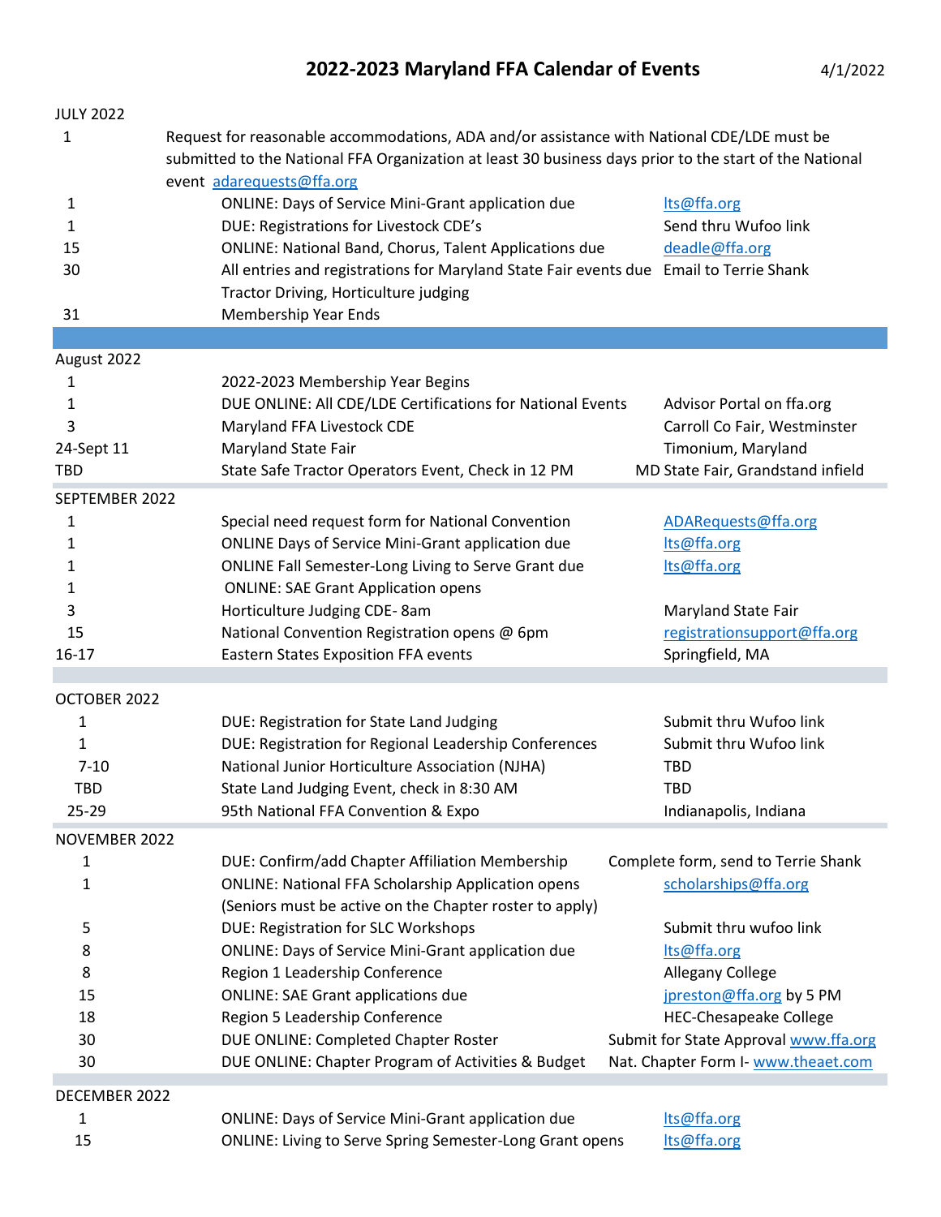# 2022-2023 Maryland FFA Calendar of Events

4/1/2022

| JULY 2022 | | |
|---|---|---|
| 1 | Request for reasonable accommodations, ADA and/or assistance with National CDE/LDE must be submitted to the National FFA Organization at least 30 business days prior to the start of the National event adarequests@ffa.org | |
| 1 | ONLINE: Days of Service Mini-Grant application due | lts@ffa.org |
| 1 | DUE: Registrations for Livestock CDE's | Send thru Wufoo link |
| 15 | ONLINE: National Band, Chorus, Talent Applications due | deadle@ffa.org |
| 30 | All entries and registrations for Maryland State Fair events due Tractor Driving, Horticulture judging | Email to Terrie Shank |
| 31 | Membership Year Ends | |

| August 2022 | | |
|---|---|---|
| 1 | 2022-2023 Membership Year Begins | |
| 1 | DUE ONLINE: All CDE/LDE Certifications for National Events | Advisor Portal on ffa.org |
| 3 | Maryland FFA Livestock CDE | Carroll Co Fair, Westminster |
| 24-Sept 11 | Maryland State Fair | Timonium, Maryland |
| TBD | State Safe Tractor Operators Event, Check in 12 PM | MD State Fair, Grandstand infield |

| SEPTEMBER 2022 | | |
|---|---|---|
| 1 | Special need request form for National Convention | ADARequests@ffa.org |
| 1 | ONLINE Days of Service Mini-Grant application due | lts@ffa.org |
| 1 | ONLINE Fall Semester-Long Living to Serve Grant due | lts@ffa.org |
| 1 | ONLINE: SAE Grant Application opens | |
| 3 | Horticulture Judging CDE- 8am | Maryland State Fair |
| 15 | National Convention Registration opens @ 6pm | registrationsupport@ffa.org |
| 16-17 | Eastern States Exposition FFA events | Springfield, MA |

| OCTOBER 2022 | | |
|---|---|---|
| 1 | DUE: Registration for State Land Judging | Submit thru Wufoo link |
| 1 | DUE: Registration for Regional Leadership Conferences | Submit thru Wufoo link |
| 7-10 | National Junior Horticulture Association (NJHA) | TBD |
| TBD | State Land Judging Event, check in 8:30 AM | TBD |
| 25-29 | 95th National FFA Convention & Expo | Indianapolis, Indiana |

| NOVEMBER 2022 | | |
|---|---|---|
| 1 | DUE: Confirm/add Chapter Affiliation Membership | Complete form, send to Terrie Shank |
| 1 | ONLINE: National FFA Scholarship Application opens (Seniors must be active on the Chapter roster to apply) | scholarships@ffa.org |
| 5 | DUE: Registration for SLC Workshops | Submit thru wufoo link |
| 8 | ONLINE: Days of Service Mini-Grant application due | lts@ffa.org |
| 8 | Region 1 Leadership Conference | Allegany College |
| 15 | ONLINE: SAE Grant applications due | jpreston@ffa.org by 5 PM |
| 18 | Region 5 Leadership Conference | HEC-Chesapeake College |
| 30 | DUE ONLINE: Completed Chapter Roster | Submit for State Approval www.ffa.org |
| 30 | DUE ONLINE: Chapter Program of Activities & Budget | Nat. Chapter Form I- www.theaet.com |

| DECEMBER 2022 | | |
|---|---|---|
| 1 | ONLINE: Days of Service Mini-Grant application due | lts@ffa.org |
| 15 | ONLINE: Living to Serve Spring Semester-Long Grant opens | lts@ffa.org |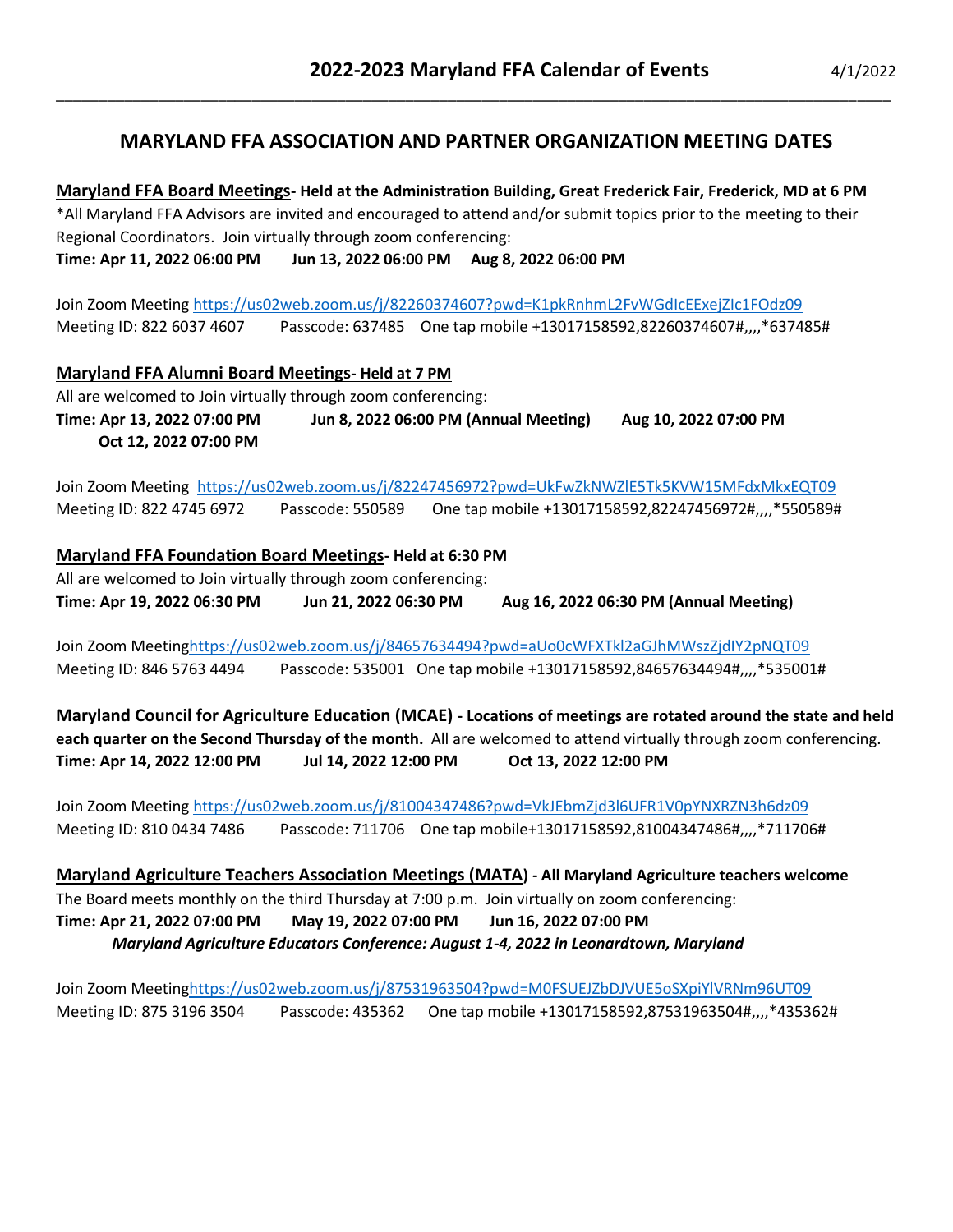# MARYLAND FFA ASSOCIATION AND PARTNER ORGANIZATION MEETING DATES

**Maryland FFA Board Meetings- Held at the Administration Building, Great Frederick Fair, Frederick, MD at 6 PM**

*All Maryland FFA Advisors are invited and encouraged to attend and/or submit topics prior to the meeting to their Regional Coordinators. Join virtually through zoom conferencing:

**Time: Apr 11, 2022 06:00 PM Jun 13, 2022 06:00 PM Aug 8, 2022 06:00 PM**

Join Zoom Meeting https://us02web.zoom.us/j/82260374607?pwd=K1pkRnhmL2FvWGdIcEExejZIc1FOdz09

Meeting ID: 822 6037 4607 Passcode: 637485 One tap mobile +13017158592,82260374607#,,,,*637485#

**Maryland FFA Alumni Board Meetings- Held at 7 PM**

All are welcomed to Join virtually through zoom conferencing:

**Time: Apr 13, 2022 07:00 PM Jun 8, 2022 06:00 PM (Annual Meeting) Aug 10, 2022 07:00 PM Oct 12, 2022 07:00 PM**

Join Zoom Meeting https://us02web.zoom.us/j/82247456972?pwd=UkFwZkNWZlE5Tk5KVW15MFdxMkxEQT09

Meeting ID: 822 4745 6972 Passcode: 550589 One tap mobile +13017158592,82247456972#,,,,*550589#

**Maryland FFA Foundation Board Meetings- Held at 6:30 PM**

All are welcomed to Join virtually through zoom conferencing:

**Time: Apr 19, 2022 06:30 PM Jun 21, 2022 06:30 PM Aug 16, 2022 06:30 PM (Annual Meeting)**

Join Zoom Meeting https://us02web.zoom.us/j/84657634494?pwd=aUo0cWFXTkl2aGJhMWszZjdIY2pNQT09

Meeting ID: 846 5763 4494 Passcode: 535001 One tap mobile +13017158592,84657634494#,,,,*535001#

**Maryland Council for Agriculture Education (MCAE) - Locations of meetings are rotated around the state and held each quarter on the Second Thursday of the month.** All are welcomed to attend virtually through zoom conferencing.

**Time: Apr 14, 2022 12:00 PM Jul 14, 2022 12:00 PM Oct 13, 2022 12:00 PM**

Join Zoom Meeting https://us02web.zoom.us/j/81004347486?pwd=VkJEbmZjd3l6UFR1V0pYNXRZN3h6dz09

Meeting ID: 810 0434 7486 Passcode: 711706 One tap mobile+13017158592,81004347486#,,,,*711706#

**Maryland Agriculture Teachers Association Meetings (MATA) - All Maryland Agriculture teachers welcome**

The Board meets monthly on the third Thursday at 7:00 p.m. Join virtually on zoom conferencing:

**Time: Apr 21, 2022 07:00 PM May 19, 2022 07:00 PM Jun 16, 2022 07:00 PM**

***Maryland Agriculture Educators Conference: August 1-4, 2022 in Leonardtown, Maryland***

Join Zoom Meeting https://us02web.zoom.us/j/87531963504?pwd=M0FSUEJZbDJVUE5oSXpiYlVRNm96UT09

Meeting ID: 875 3196 3504 Passcode: 435362 One tap mobile +13017158592,87531963504#,,,,*435362#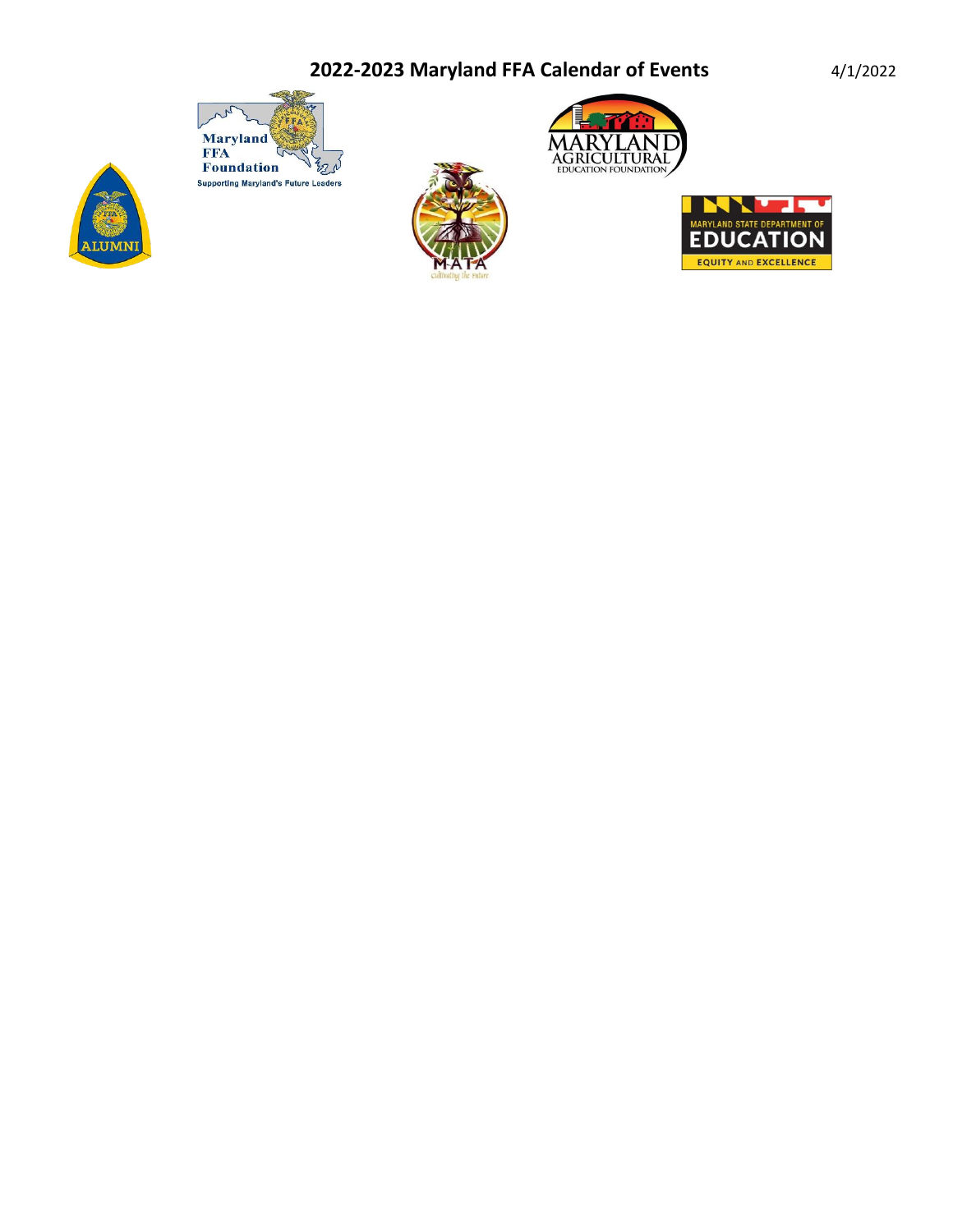# 2022-2023 Maryland FFA Calendar of Events

4/1/2022